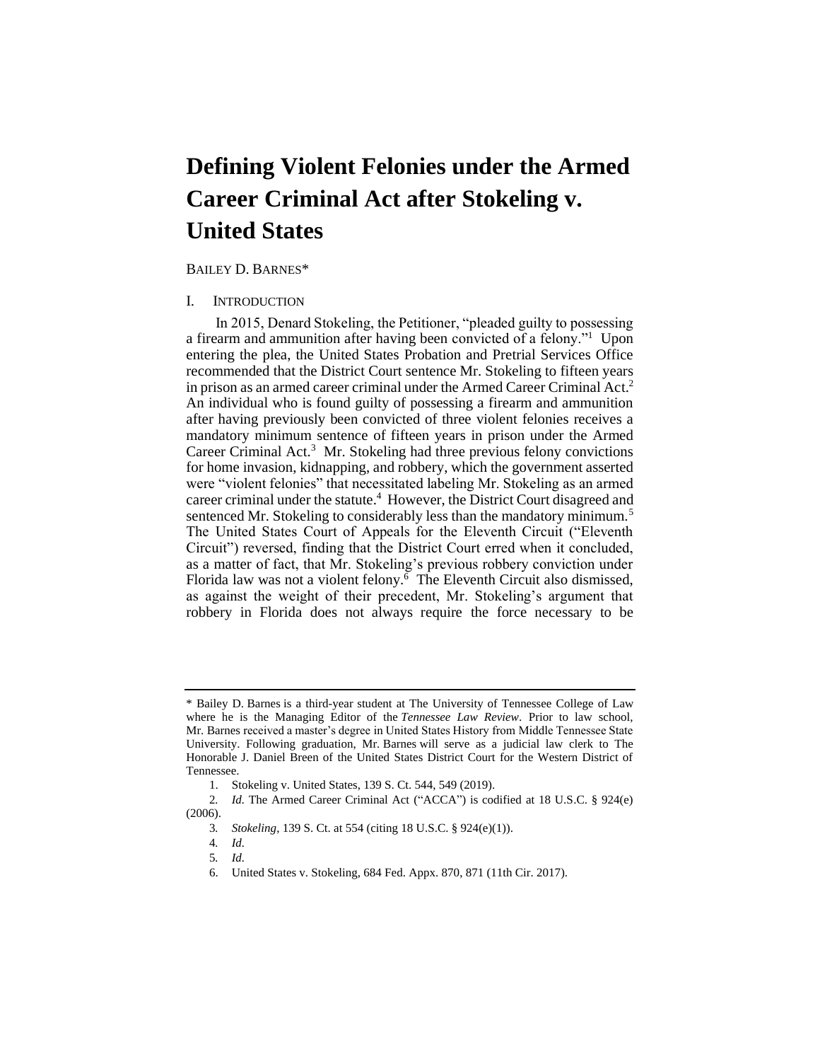# Defining Violent Felonies under the Armed Career Criminal Act after Stokeling v. United States

BAILEY D. BARNES*

## I. INTRODUCTION

In 2015, Denard Stokeling, the Petitioner, "pleaded guilty to possessing a firearm and ammunition after having been convicted of a felony."[1] Upon entering the plea, the United States Probation and Pretrial Services Office recommended that the District Court sentence Mr. Stokeling to fifteen years in prison as an armed career criminal under the Armed Career Criminal Act.[2] An individual who is found guilty of possessing a firearm and ammunition after having previously been convicted of three violent felonies receives a mandatory minimum sentence of fifteen years in prison under the Armed Career Criminal Act.[3] Mr. Stokeling had three previous felony convictions for home invasion, kidnapping, and robbery, which the government asserted were "violent felonies" that necessitated labeling Mr. Stokeling as an armed career criminal under the statute.[4] However, the District Court disagreed and sentenced Mr. Stokeling to considerably less than the mandatory minimum.[5] The United States Court of Appeals for the Eleventh Circuit ("Eleventh Circuit") reversed, finding that the District Court erred when it concluded, as a matter of fact, that Mr. Stokeling's previous robbery conviction under Florida law was not a violent felony.[6] The Eleventh Circuit also dismissed, as against the weight of their precedent, Mr. Stokeling's argument that robbery in Florida does not always require the force necessary to be

---

\* Bailey D. Barnes is a third-year student at The University of Tennessee College of Law where he is the Managing Editor of the *Tennessee Law Review*. Prior to law school, Mr. Barnes received a master's degree in United States History from Middle Tennessee State University. Following graduation, Mr. Barnes will serve as a judicial law clerk to The Honorable J. Daniel Breen of the United States District Court for the Western District of Tennessee.

1. Stokeling v. United States, 139 S. Ct. 544, 549 (2019).
2. *Id.* The Armed Career Criminal Act ("ACCA") is codified at 18 U.S.C. § 924(e) (2006).
3. *Stokeling*, 139 S. Ct. at 554 (citing 18 U.S.C. § 924(e)(1)).
4. *Id.*
5. *Id.*
6. United States v. Stokeling, 684 Fed. Appx. 870, 871 (11th Cir. 2017).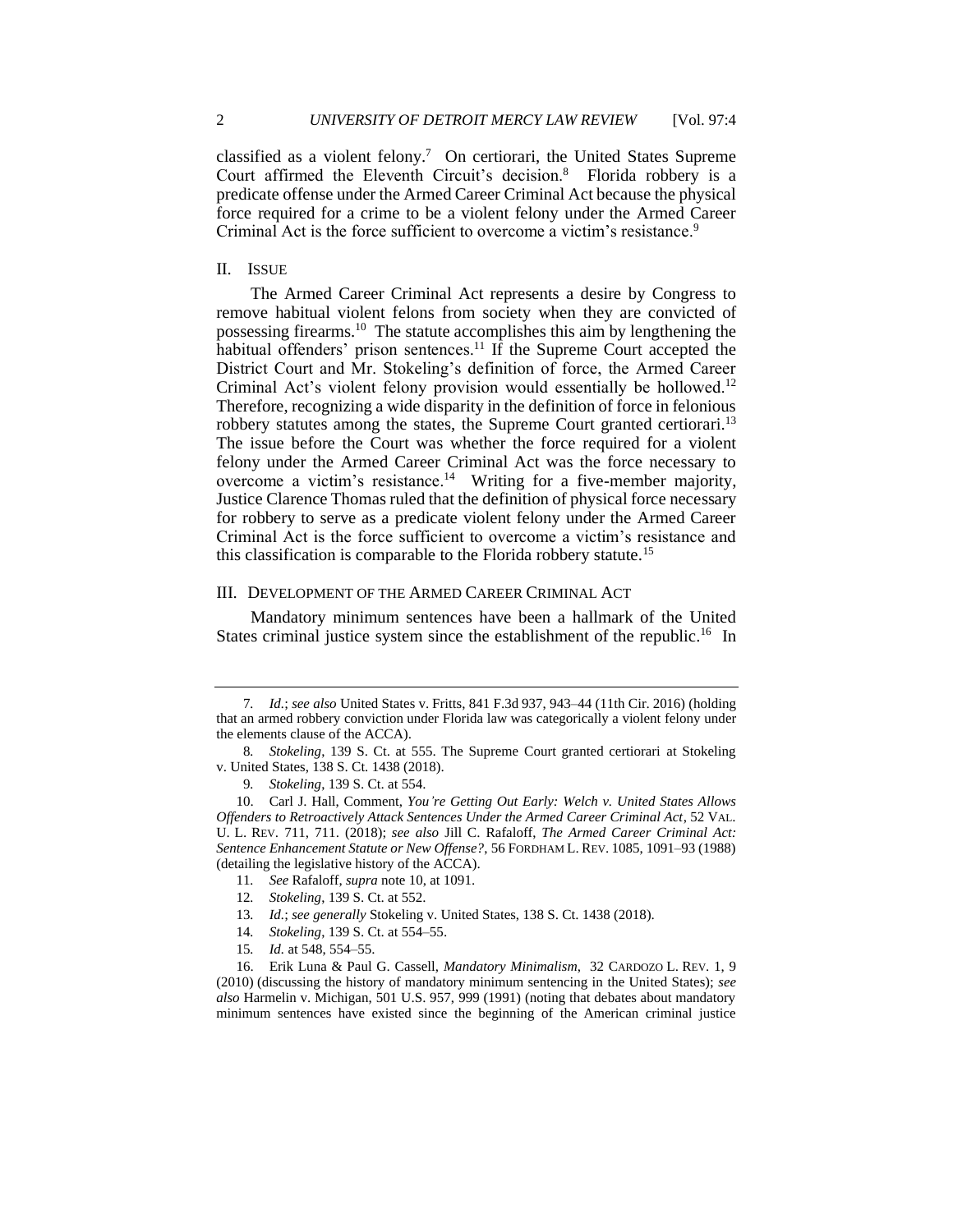classified as a violent felony.[7] On certiorari, the United States Supreme Court affirmed the Eleventh Circuit's decision.[8] Florida robbery is a predicate offense under the Armed Career Criminal Act because the physical force required for a crime to be a violent felony under the Armed Career Criminal Act is the force sufficient to overcome a victim's resistance.[9]

## II. ISSUE

The Armed Career Criminal Act represents a desire by Congress to remove habitual violent felons from society when they are convicted of possessing firearms.[10] The statute accomplishes this aim by lengthening the habitual offenders' prison sentences.[11] If the Supreme Court accepted the District Court and Mr. Stokeling's definition of force, the Armed Career Criminal Act's violent felony provision would essentially be hollowed.[12] Therefore, recognizing a wide disparity in the definition of force in felonious robbery statutes among the states, the Supreme Court granted certiorari.[13] The issue before the Court was whether the force required for a violent felony under the Armed Career Criminal Act was the force necessary to overcome a victim's resistance.[14] Writing for a five-member majority, Justice Clarence Thomas ruled that the definition of physical force necessary for robbery to serve as a predicate violent felony under the Armed Career Criminal Act is the force sufficient to overcome a victim's resistance and this classification is comparable to the Florida robbery statute.[15]

## III. DEVELOPMENT OF THE ARMED CAREER CRIMINAL ACT

Mandatory minimum sentences have been a hallmark of the United States criminal justice system since the establishment of the republic.[16] In

---

7. *Id.*; *see also* United States v. Fritts, 841 F.3d 937, 943–44 (11th Cir. 2016) (holding that an armed robbery conviction under Florida law was categorically a violent felony under the elements clause of the ACCA).

8. *Stokeling*, 139 S. Ct. at 555. The Supreme Court granted certiorari at Stokeling v. United States, 138 S. Ct. 1438 (2018).

9. *Stokeling*, 139 S. Ct. at 554.

10. Carl J. Hall, Comment, *You're Getting Out Early: Welch v. United States Allows Offenders to Retroactively Attack Sentences Under the Armed Career Criminal Act*, 52 VAL. U. L. REV. 711, 711. (2018); *see also* Jill C. Rafaloff, *The Armed Career Criminal Act: Sentence Enhancement Statute or New Offense?*, 56 FORDHAM L. REV. 1085, 1091–93 (1988) (detailing the legislative history of the ACCA).

11. *See* Rafaloff, *supra* note 10, at 1091.

12. *Stokeling*, 139 S. Ct. at 552.

13. *Id.*; *see generally* Stokeling v. United States, 138 S. Ct. 1438 (2018).

14. *Stokeling*, 139 S. Ct. at 554–55.

15. *Id.* at 548, 554–55.

16. Erik Luna & Paul G. Cassell, *Mandatory Minimalism*, 32 CARDOZO L. REV. 1, 9 (2010) (discussing the history of mandatory minimum sentencing in the United States); *see also* Harmelin v. Michigan, 501 U.S. 957, 999 (1991) (noting that debates about mandatory minimum sentences have existed since the beginning of the American criminal justice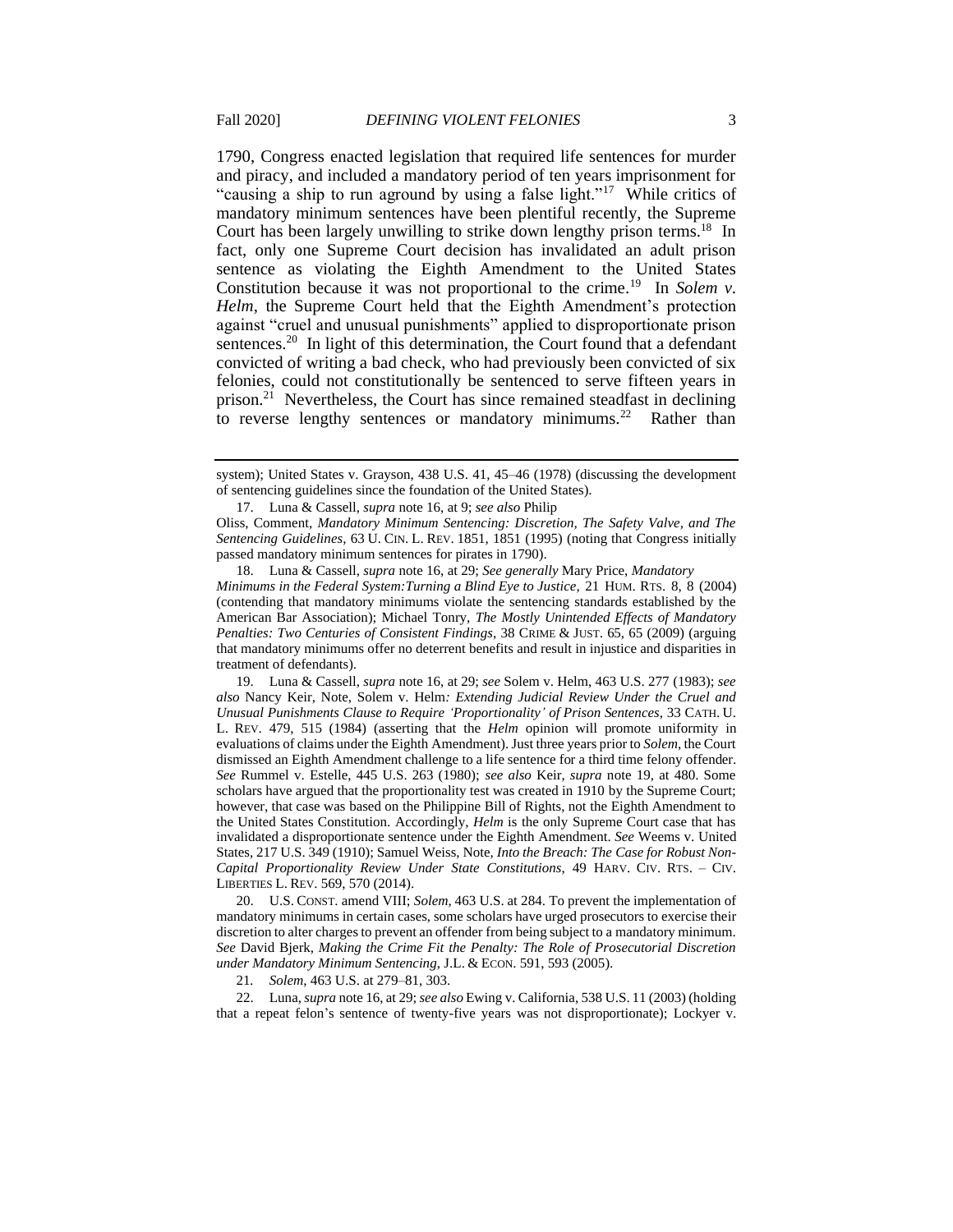1790, Congress enacted legislation that required life sentences for murder and piracy, and included a mandatory period of ten years imprisonment for "causing a ship to run aground by using a false light."[17] While critics of mandatory minimum sentences have been plentiful recently, the Supreme Court has been largely unwilling to strike down lengthy prison terms.[18] In fact, only one Supreme Court decision has invalidated an adult prison sentence as violating the Eighth Amendment to the United States Constitution because it was not proportional to the crime.[19] In *Solem v. Helm*, the Supreme Court held that the Eighth Amendment's protection against "cruel and unusual punishments" applied to disproportionate prison sentences.[20] In light of this determination, the Court found that a defendant convicted of writing a bad check, who had previously been convicted of six felonies, could not constitutionally be sentenced to serve fifteen years in prison.[21] Nevertheless, the Court has since remained steadfast in declining to reverse lengthy sentences or mandatory minimums.[22] Rather than

---

system); United States v. Grayson, 438 U.S. 41, 45–46 (1978) (discussing the development of sentencing guidelines since the foundation of the United States).

17. Luna & Cassell, *supra* note 16, at 9; *see also* Philip Oliss, Comment, *Mandatory Minimum Sentencing: Discretion, The Safety Valve, and The Sentencing Guidelines*, 63 U. CIN. L. REV. 1851, 1851 (1995) (noting that Congress initially passed mandatory minimum sentences for pirates in 1790).

18. Luna & Cassell, *supra* note 16, at 29; *See generally* Mary Price, *Mandatory Minimums in the Federal System:Turning a Blind Eye to Justice*, 21 HUM. RTS. 8, 8 (2004) (contending that mandatory minimums violate the sentencing standards established by the American Bar Association); Michael Tonry, *The Mostly Unintended Effects of Mandatory Penalties: Two Centuries of Consistent Findings*, 38 CRIME & JUST. 65, 65 (2009) (arguing that mandatory minimums offer no deterrent benefits and result in injustice and disparities in treatment of defendants).

19. Luna & Cassell, *supra* note 16, at 29; *see* Solem v. Helm, 463 U.S. 277 (1983); *see also* Nancy Keir, Note, Solem v. Helm*: Extending Judicial Review Under the Cruel and Unusual Punishments Clause to Require 'Proportionality' of Prison Sentences*, 33 CATH. U. L. REV. 479, 515 (1984) (asserting that the *Helm* opinion will promote uniformity in evaluations of claims under the Eighth Amendment). Just three years prior to *Solem*, the Court dismissed an Eighth Amendment challenge to a life sentence for a third time felony offender. *See* Rummel v. Estelle, 445 U.S. 263 (1980); *see also* Keir, *supra* note 19, at 480. Some scholars have argued that the proportionality test was created in 1910 by the Supreme Court; however, that case was based on the Philippine Bill of Rights, not the Eighth Amendment to the United States Constitution. Accordingly, *Helm* is the only Supreme Court case that has invalidated a disproportionate sentence under the Eighth Amendment. *See* Weems v. United States, 217 U.S. 349 (1910); Samuel Weiss, Note, *Into the Breach: The Case for Robust Non-Capital Proportionality Review Under State Constitutions*, 49 HARV. CIV. RTS. – CIV. LIBERTIES L. REV. 569, 570 (2014).

20. U.S. CONST. amend VIII; *Solem*, 463 U.S. at 284. To prevent the implementation of mandatory minimums in certain cases, some scholars have urged prosecutors to exercise their discretion to alter charges to prevent an offender from being subject to a mandatory minimum. *See* David Bjerk, *Making the Crime Fit the Penalty: The Role of Prosecutorial Discretion under Mandatory Minimum Sentencing*, J.L. & ECON. 591, 593 (2005).

21. *Solem*, 463 U.S. at 279–81, 303.

22. Luna, *supra* note 16, at 29; *see also* Ewing v. California, 538 U.S. 11 (2003) (holding that a repeat felon's sentence of twenty-five years was not disproportionate); Lockyer v.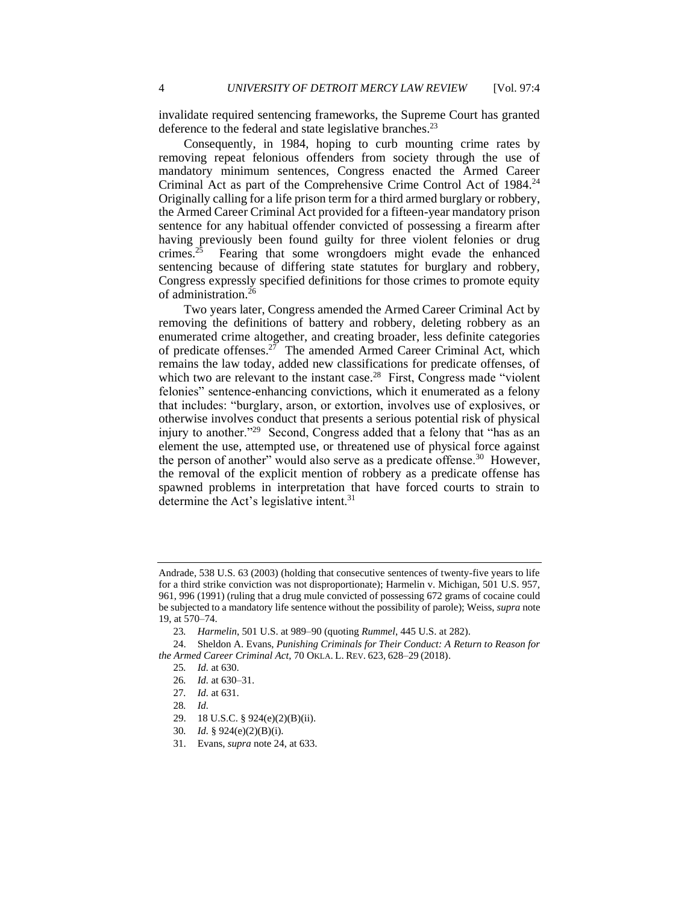invalidate required sentencing frameworks, the Supreme Court has granted deference to the federal and state legislative branches.[23]

Consequently, in 1984, hoping to curb mounting crime rates by removing repeat felonious offenders from society through the use of mandatory minimum sentences, Congress enacted the Armed Career Criminal Act as part of the Comprehensive Crime Control Act of 1984.[24] Originally calling for a life prison term for a third armed burglary or robbery, the Armed Career Criminal Act provided for a fifteen-year mandatory prison sentence for any habitual offender convicted of possessing a firearm after having previously been found guilty for three violent felonies or drug crimes.[25] Fearing that some wrongdoers might evade the enhanced sentencing because of differing state statutes for burglary and robbery, Congress expressly specified definitions for those crimes to promote equity of administration.[26]

Two years later, Congress amended the Armed Career Criminal Act by removing the definitions of battery and robbery, deleting robbery as an enumerated crime altogether, and creating broader, less definite categories of predicate offenses.[27] The amended Armed Career Criminal Act, which remains the law today, added new classifications for predicate offenses, of which two are relevant to the instant case.[28] First, Congress made "violent felonies" sentence-enhancing convictions, which it enumerated as a felony that includes: "burglary, arson, or extortion, involves use of explosives, or otherwise involves conduct that presents a serious potential risk of physical injury to another."[29] Second, Congress added that a felony that "has as an element the use, attempted use, or threatened use of physical force against the person of another" would also serve as a predicate offense.[30] However, the removal of the explicit mention of robbery as a predicate offense has spawned problems in interpretation that have forced courts to strain to determine the Act's legislative intent.[31]

---

Andrade, 538 U.S. 63 (2003) (holding that consecutive sentences of twenty-five years to life for a third strike conviction was not disproportionate); Harmelin v. Michigan, 501 U.S. 957, 961, 996 (1991) (ruling that a drug mule convicted of possessing 672 grams of cocaine could be subjected to a mandatory life sentence without the possibility of parole); Weiss, *supra* note 19, at 570–74.

23. *Harmelin*, 501 U.S. at 989–90 (quoting *Rummel*, 445 U.S. at 282).

24. Sheldon A. Evans, *Punishing Criminals for Their Conduct: A Return to Reason for the Armed Career Criminal Act*, 70 OKLA. L. REV. 623, 628–29 (2018).

25. *Id.* at 630.

26. *Id.* at 630–31.

27. *Id.* at 631.

28. *Id.*

29. 18 U.S.C. § 924(e)(2)(B)(ii).

30. *Id.* § 924(e)(2)(B)(i).

31. Evans, *supra* note 24, at 633.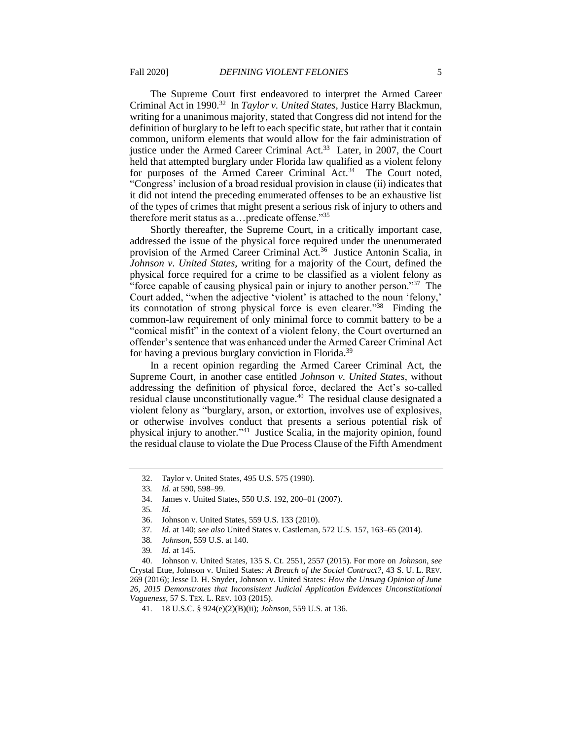The Supreme Court first endeavored to interpret the Armed Career Criminal Act in 1990.[32] In *Taylor v. United States*, Justice Harry Blackmun, writing for a unanimous majority, stated that Congress did not intend for the definition of burglary to be left to each specific state, but rather that it contain common, uniform elements that would allow for the fair administration of justice under the Armed Career Criminal Act.[33] Later, in 2007, the Court held that attempted burglary under Florida law qualified as a violent felony for purposes of the Armed Career Criminal Act.[34] The Court noted, "Congress' inclusion of a broad residual provision in clause (ii) indicates that it did not intend the preceding enumerated offenses to be an exhaustive list of the types of crimes that might present a serious risk of injury to others and therefore merit status as a…predicate offense."[35]

Shortly thereafter, the Supreme Court, in a critically important case, addressed the issue of the physical force required under the unenumerated provision of the Armed Career Criminal Act.[36] Justice Antonin Scalia, in *Johnson v. United States,* writing for a majority of the Court, defined the physical force required for a crime to be classified as a violent felony as "force capable of causing physical pain or injury to another person."[37] The Court added, "when the adjective 'violent' is attached to the noun 'felony,' its connotation of strong physical force is even clearer."[38] Finding the common-law requirement of only minimal force to commit battery to be a "comical misfit" in the context of a violent felony, the Court overturned an offender's sentence that was enhanced under the Armed Career Criminal Act for having a previous burglary conviction in Florida.[39]

In a recent opinion regarding the Armed Career Criminal Act, the Supreme Court, in another case entitled *Johnson v. United States*, without addressing the definition of physical force, declared the Act's so-called residual clause unconstitutionally vague.[40] The residual clause designated a violent felony as "burglary, arson, or extortion, involves use of explosives, or otherwise involves conduct that presents a serious potential risk of physical injury to another."[41] Justice Scalia, in the majority opinion, found the residual clause to violate the Due Process Clause of the Fifth Amendment

---

32. Taylor v. United States, 495 U.S. 575 (1990).

33. *Id.* at 590, 598–99.

34. James v. United States, 550 U.S. 192, 200–01 (2007).

35. *Id.*

36. Johnson v. United States, 559 U.S. 133 (2010).

37. *Id.* at 140; *see also* United States v. Castleman, 572 U.S. 157, 163–65 (2014).

38. *Johnson*, 559 U.S. at 140.

39. *Id.* at 145.

40. Johnson v. United States, 135 S. Ct. 2551, 2557 (2015). For more on *Johnson*, *see* Crystal Etue, Johnson v. United States*: A Breach of the Social Contract?*, 43 S. U. L. REV. 269 (2016); Jesse D. H. Snyder, Johnson v. United States*: How the Unsung Opinion of June 26, 2015 Demonstrates that Inconsistent Judicial Application Evidences Unconstitutional Vagueness*, 57 S. TEX. L. REV. 103 (2015).

41. 18 U.S.C. § 924(e)(2)(B)(ii); *Johnson*, 559 U.S. at 136.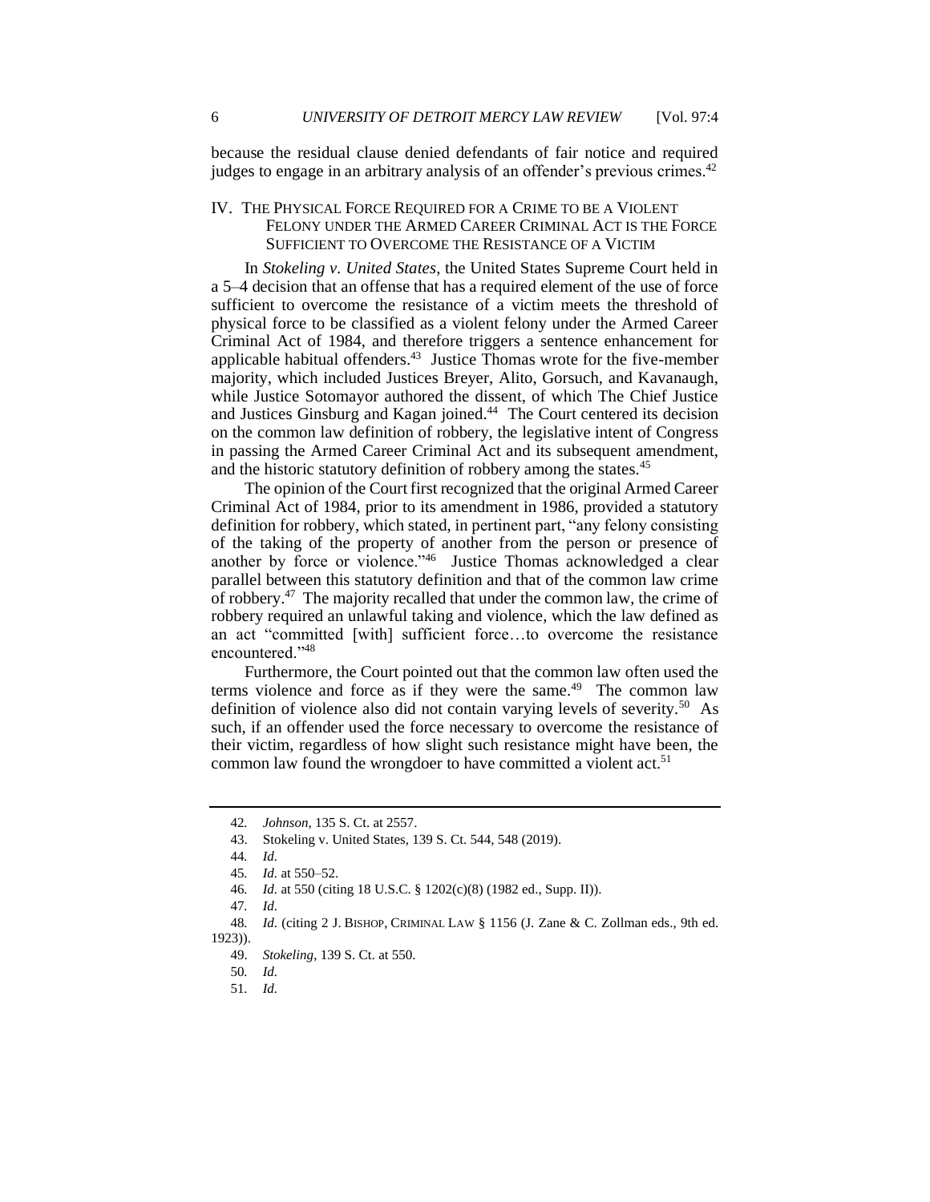because the residual clause denied defendants of fair notice and required judges to engage in an arbitrary analysis of an offender's previous crimes.[42]

## IV. THE PHYSICAL FORCE REQUIRED FOR A CRIME TO BE A VIOLENT FELONY UNDER THE ARMED CAREER CRIMINAL ACT IS THE FORCE SUFFICIENT TO OVERCOME THE RESISTANCE OF A VICTIM

In *Stokeling v. United States*, the United States Supreme Court held in a 5–4 decision that an offense that has a required element of the use of force sufficient to overcome the resistance of a victim meets the threshold of physical force to be classified as a violent felony under the Armed Career Criminal Act of 1984, and therefore triggers a sentence enhancement for applicable habitual offenders.[43] Justice Thomas wrote for the five-member majority, which included Justices Breyer, Alito, Gorsuch, and Kavanaugh, while Justice Sotomayor authored the dissent, of which The Chief Justice and Justices Ginsburg and Kagan joined.[44] The Court centered its decision on the common law definition of robbery, the legislative intent of Congress in passing the Armed Career Criminal Act and its subsequent amendment, and the historic statutory definition of robbery among the states.[45]

The opinion of the Court first recognized that the original Armed Career Criminal Act of 1984, prior to its amendment in 1986, provided a statutory definition for robbery, which stated, in pertinent part, "any felony consisting of the taking of the property of another from the person or presence of another by force or violence."[46] Justice Thomas acknowledged a clear parallel between this statutory definition and that of the common law crime of robbery.[47] The majority recalled that under the common law, the crime of robbery required an unlawful taking and violence, which the law defined as an act "committed [with] sufficient force…to overcome the resistance encountered."[48]

Furthermore, the Court pointed out that the common law often used the terms violence and force as if they were the same.[49] The common law definition of violence also did not contain varying levels of severity.[50] As such, if an offender used the force necessary to overcome the resistance of their victim, regardless of how slight such resistance might have been, the common law found the wrongdoer to have committed a violent act.[51]

---

42. *Johnson*, 135 S. Ct. at 2557.

43. Stokeling v. United States, 139 S. Ct. 544, 548 (2019).

44. *Id.*

45. *Id.* at 550–52.

46. *Id.* at 550 (citing 18 U.S.C. § 1202(c)(8) (1982 ed., Supp. II)).

47. *Id.*

48. *Id.* (citing 2 J. BISHOP, CRIMINAL LAW § 1156 (J. Zane & C. Zollman eds., 9th ed. 1923)).

49. *Stokeling*, 139 S. Ct. at 550.

50. *Id.*

51. *Id.*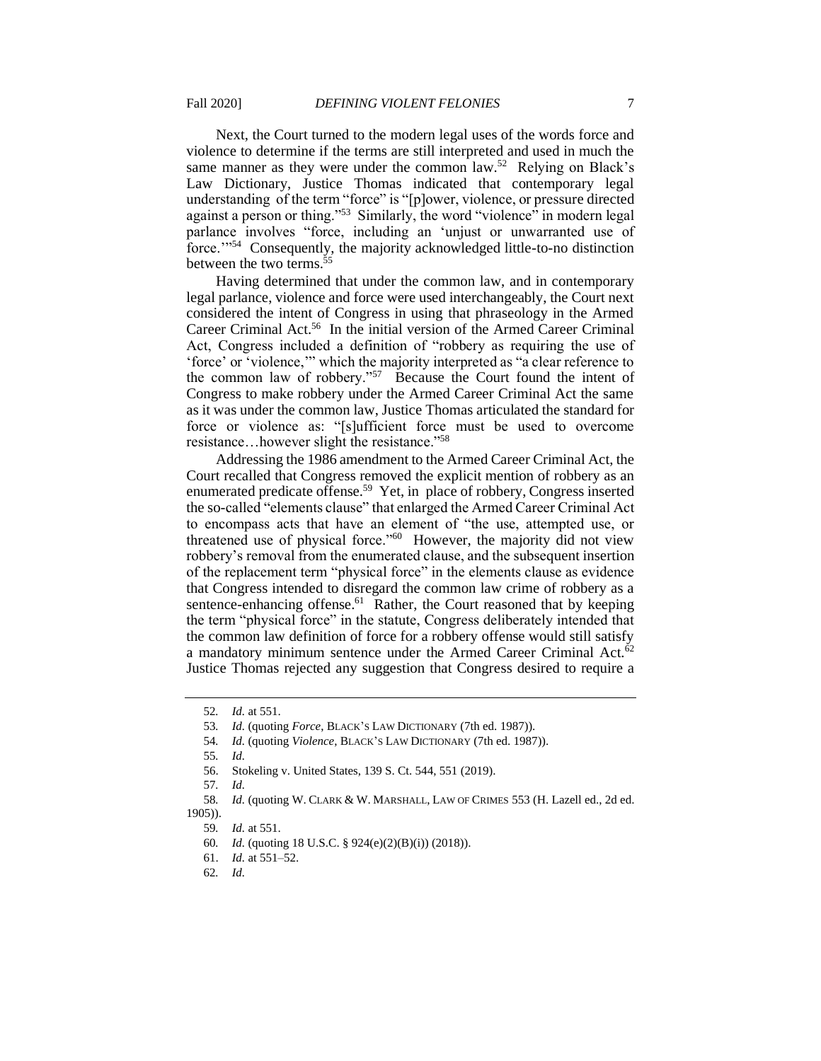Next, the Court turned to the modern legal uses of the words force and violence to determine if the terms are still interpreted and used in much the same manner as they were under the common law.[52] Relying on Black's Law Dictionary, Justice Thomas indicated that contemporary legal understanding of the term "force" is "[p]ower, violence, or pressure directed against a person or thing."[53] Similarly, the word "violence" in modern legal parlance involves "force, including an 'unjust or unwarranted use of force.'"[54] Consequently, the majority acknowledged little-to-no distinction between the two terms.[55]

Having determined that under the common law, and in contemporary legal parlance, violence and force were used interchangeably, the Court next considered the intent of Congress in using that phraseology in the Armed Career Criminal Act.[56] In the initial version of the Armed Career Criminal Act, Congress included a definition of "robbery as requiring the use of 'force' or 'violence,'" which the majority interpreted as "a clear reference to the common law of robbery."[57] Because the Court found the intent of Congress to make robbery under the Armed Career Criminal Act the same as it was under the common law, Justice Thomas articulated the standard for force or violence as: "[s]ufficient force must be used to overcome resistance…however slight the resistance."[58]

Addressing the 1986 amendment to the Armed Career Criminal Act, the Court recalled that Congress removed the explicit mention of robbery as an enumerated predicate offense.[59] Yet, in place of robbery, Congress inserted the so-called "elements clause" that enlarged the Armed Career Criminal Act to encompass acts that have an element of "the use, attempted use, or threatened use of physical force."[60] However, the majority did not view robbery's removal from the enumerated clause, and the subsequent insertion of the replacement term "physical force" in the elements clause as evidence that Congress intended to disregard the common law crime of robbery as a sentence-enhancing offense.[61] Rather, the Court reasoned that by keeping the term "physical force" in the statute, Congress deliberately intended that the common law definition of force for a robbery offense would still satisfy a mandatory minimum sentence under the Armed Career Criminal Act.[62] Justice Thomas rejected any suggestion that Congress desired to require a

---

52. *Id.* at 551.

53. *Id.* (quoting *Force*, BLACK'S LAW DICTIONARY (7th ed. 1987)).

54. *Id.* (quoting *Violence*, BLACK'S LAW DICTIONARY (7th ed. 1987)).

55. *Id.*

56. Stokeling v. United States, 139 S. Ct. 544, 551 (2019).

57. *Id.*

58. *Id.* (quoting W. CLARK & W. MARSHALL, LAW OF CRIMES 553 (H. Lazell ed., 2d ed. 1905)).

59. *Id.* at 551.

60. *Id.* (quoting 18 U.S.C. § 924(e)(2)(B)(i)) (2018)).

61. *Id.* at 551–52.

62. *Id.*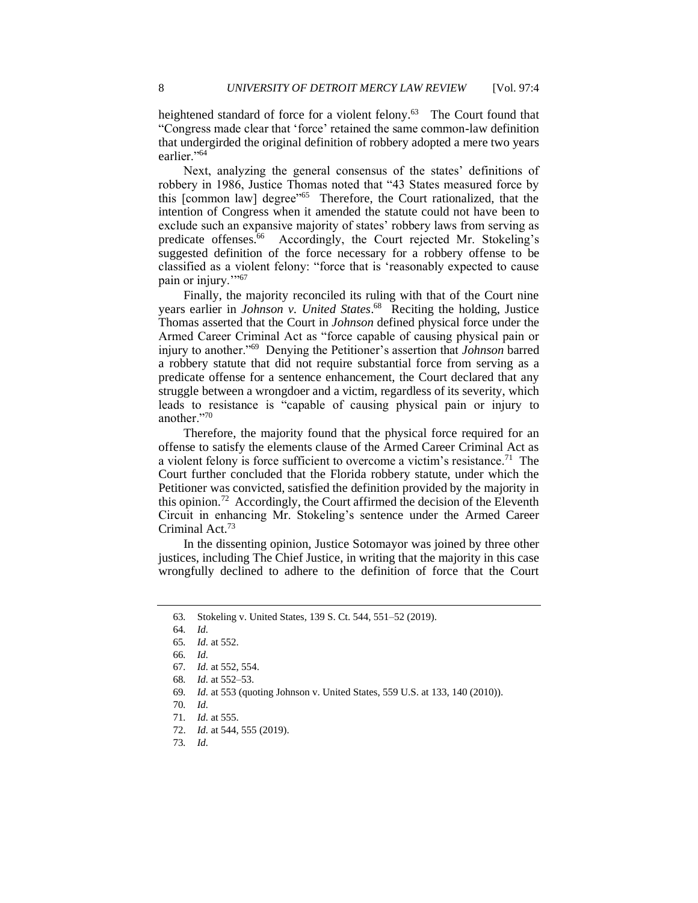heightened standard of force for a violent felony.[63] The Court found that "Congress made clear that 'force' retained the same common-law definition that undergirded the original definition of robbery adopted a mere two years earlier."[64]

Next, analyzing the general consensus of the states' definitions of robbery in 1986, Justice Thomas noted that "43 States measured force by this [common law] degree"[65] Therefore, the Court rationalized, that the intention of Congress when it amended the statute could not have been to exclude such an expansive majority of states' robbery laws from serving as predicate offenses.[66] Accordingly, the Court rejected Mr. Stokeling's suggested definition of the force necessary for a robbery offense to be classified as a violent felony: "force that is 'reasonably expected to cause pain or injury.'"[67]

Finally, the majority reconciled its ruling with that of the Court nine years earlier in *Johnson v. United States*.[68] Reciting the holding, Justice Thomas asserted that the Court in *Johnson* defined physical force under the Armed Career Criminal Act as "force capable of causing physical pain or injury to another."[69] Denying the Petitioner's assertion that *Johnson* barred a robbery statute that did not require substantial force from serving as a predicate offense for a sentence enhancement, the Court declared that any struggle between a wrongdoer and a victim, regardless of its severity, which leads to resistance is "capable of causing physical pain or injury to another."[70]

Therefore, the majority found that the physical force required for an offense to satisfy the elements clause of the Armed Career Criminal Act as a violent felony is force sufficient to overcome a victim's resistance.[71] The Court further concluded that the Florida robbery statute, under which the Petitioner was convicted, satisfied the definition provided by the majority in this opinion.[72] Accordingly, the Court affirmed the decision of the Eleventh Circuit in enhancing Mr. Stokeling's sentence under the Armed Career Criminal Act.[73]

In the dissenting opinion, Justice Sotomayor was joined by three other justices, including The Chief Justice, in writing that the majority in this case wrongfully declined to adhere to the definition of force that the Court

---

63. Stokeling v. United States, 139 S. Ct. 544, 551–52 (2019).

64. *Id.*

65. *Id.* at 552.

66. *Id.*

67. *Id.* at 552, 554.

68. *Id.* at 552–53.

69. *Id.* at 553 (quoting Johnson v. United States, 559 U.S. at 133, 140 (2010)).

70. *Id.*

71. *Id.* at 555.

72. *Id.* at 544, 555 (2019).

73. *Id.*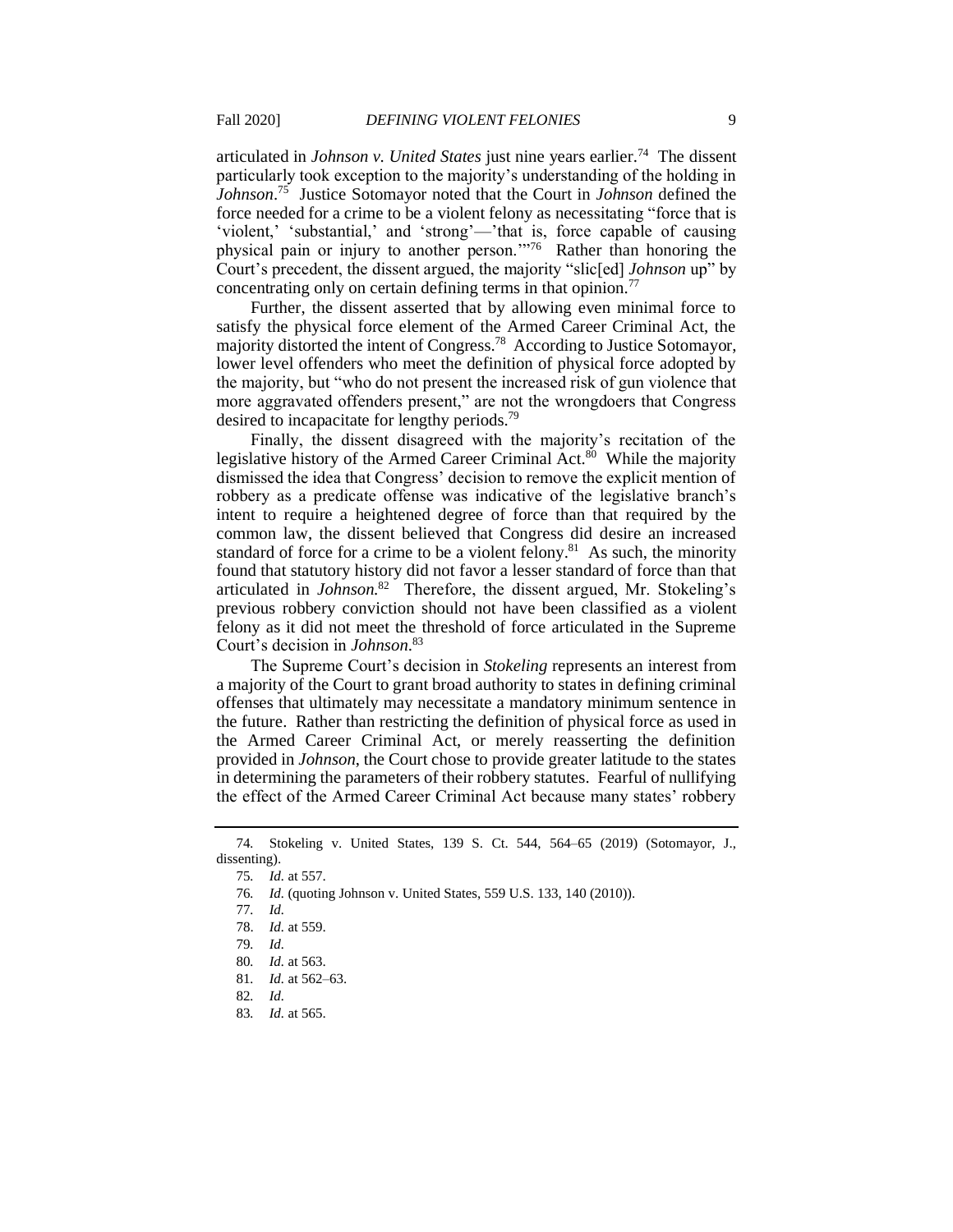articulated in *Johnson v. United States* just nine years earlier.[74] The dissent particularly took exception to the majority's understanding of the holding in *Johnson*.[75] Justice Sotomayor noted that the Court in *Johnson* defined the force needed for a crime to be a violent felony as necessitating "force that is 'violent,' 'substantial,' and 'strong'—'that is, force capable of causing physical pain or injury to another person.'"[76] Rather than honoring the Court's precedent, the dissent argued, the majority "slic[ed] *Johnson* up" by concentrating only on certain defining terms in that opinion.[77]

Further, the dissent asserted that by allowing even minimal force to satisfy the physical force element of the Armed Career Criminal Act, the majority distorted the intent of Congress.[78] According to Justice Sotomayor, lower level offenders who meet the definition of physical force adopted by the majority, but "who do not present the increased risk of gun violence that more aggravated offenders present," are not the wrongdoers that Congress desired to incapacitate for lengthy periods.[79]

Finally, the dissent disagreed with the majority's recitation of the legislative history of the Armed Career Criminal Act.[80] While the majority dismissed the idea that Congress' decision to remove the explicit mention of robbery as a predicate offense was indicative of the legislative branch's intent to require a heightened degree of force than that required by the common law, the dissent believed that Congress did desire an increased standard of force for a crime to be a violent felony.[81] As such, the minority found that statutory history did not favor a lesser standard of force than that articulated in *Johnson*.[82] Therefore, the dissent argued, Mr. Stokeling's previous robbery conviction should not have been classified as a violent felony as it did not meet the threshold of force articulated in the Supreme Court's decision in *Johnson*.[83]

The Supreme Court's decision in *Stokeling* represents an interest from a majority of the Court to grant broad authority to states in defining criminal offenses that ultimately may necessitate a mandatory minimum sentence in the future. Rather than restricting the definition of physical force as used in the Armed Career Criminal Act, or merely reasserting the definition provided in *Johnson*, the Court chose to provide greater latitude to the states in determining the parameters of their robbery statutes. Fearful of nullifying the effect of the Armed Career Criminal Act because many states' robbery

---

74. Stokeling v. United States, 139 S. Ct. 544, 564–65 (2019) (Sotomayor, J., dissenting).

75. *Id.* at 557.

76. *Id.* (quoting Johnson v. United States, 559 U.S. 133, 140 (2010)).

77. *Id.*

78. *Id.* at 559.

79. *Id.*

80. *Id.* at 563.

81. *Id.* at 562–63.

82. *Id.*

83. *Id.* at 565.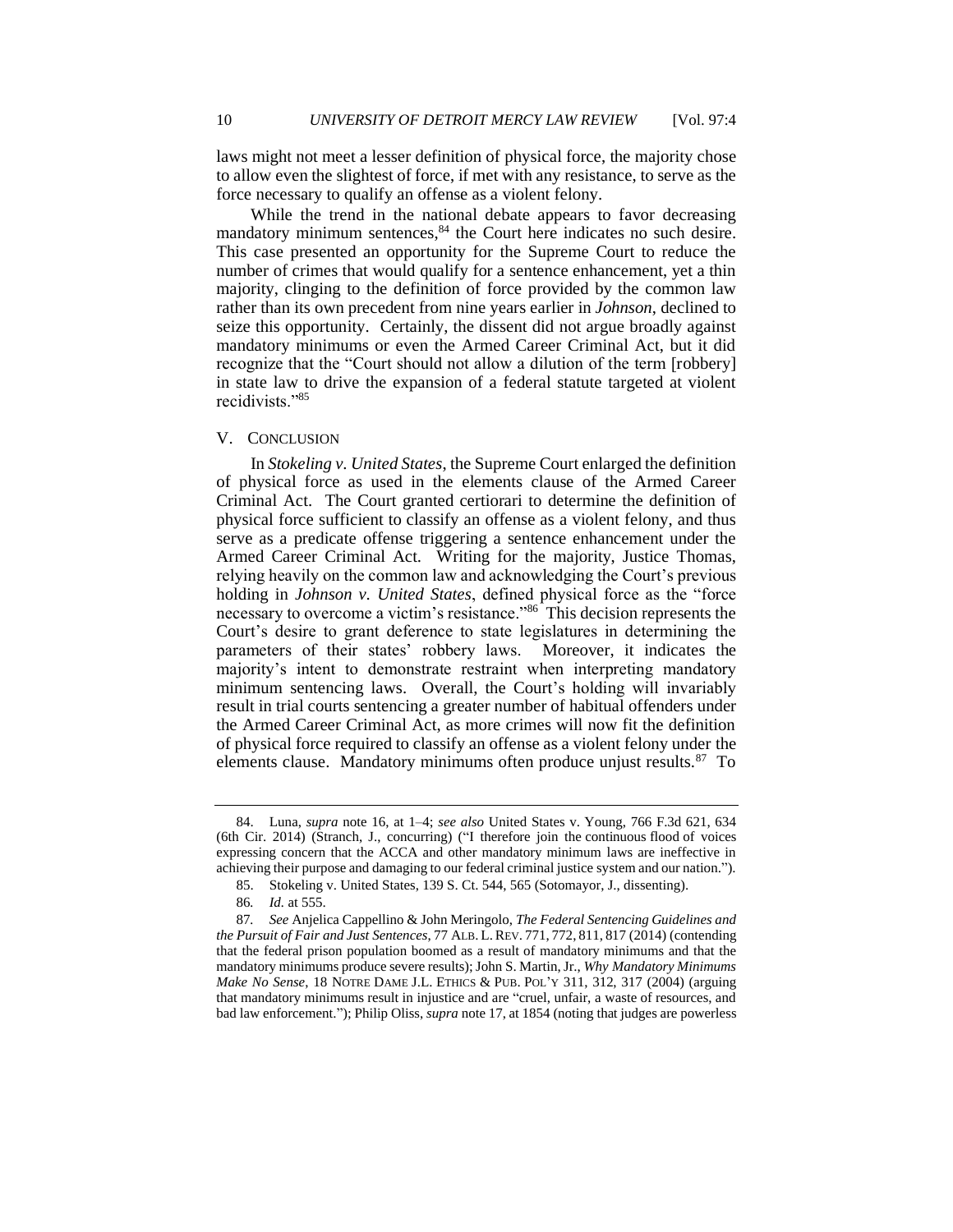laws might not meet a lesser definition of physical force, the majority chose to allow even the slightest of force, if met with any resistance, to serve as the force necessary to qualify an offense as a violent felony.

While the trend in the national debate appears to favor decreasing mandatory minimum sentences,[84] the Court here indicates no such desire. This case presented an opportunity for the Supreme Court to reduce the number of crimes that would qualify for a sentence enhancement, yet a thin majority, clinging to the definition of force provided by the common law rather than its own precedent from nine years earlier in *Johnson*, declined to seize this opportunity. Certainly, the dissent did not argue broadly against mandatory minimums or even the Armed Career Criminal Act, but it did recognize that the "Court should not allow a dilution of the term [robbery] in state law to drive the expansion of a federal statute targeted at violent recidivists."[85]

## V. CONCLUSION

In *Stokeling v. United States*, the Supreme Court enlarged the definition of physical force as used in the elements clause of the Armed Career Criminal Act. The Court granted certiorari to determine the definition of physical force sufficient to classify an offense as a violent felony, and thus serve as a predicate offense triggering a sentence enhancement under the Armed Career Criminal Act. Writing for the majority, Justice Thomas, relying heavily on the common law and acknowledging the Court's previous holding in *Johnson v. United States*, defined physical force as the "force necessary to overcome a victim's resistance."[86] This decision represents the Court's desire to grant deference to state legislatures in determining the parameters of their states' robbery laws. Moreover, it indicates the majority's intent to demonstrate restraint when interpreting mandatory minimum sentencing laws. Overall, the Court's holding will invariably result in trial courts sentencing a greater number of habitual offenders under the Armed Career Criminal Act, as more crimes will now fit the definition of physical force required to classify an offense as a violent felony under the elements clause. Mandatory minimums often produce unjust results.[87] To

---

84. Luna, *supra* note 16, at 1–4; *see also* United States v. Young, 766 F.3d 621, 634 (6th Cir. 2014) (Stranch, J., concurring) ("I therefore join the continuous flood of voices expressing concern that the ACCA and other mandatory minimum laws are ineffective in achieving their purpose and damaging to our federal criminal justice system and our nation.").

85. Stokeling v. United States, 139 S. Ct. 544, 565 (Sotomayor, J., dissenting).

86. *Id.* at 555.

87. *See* Anjelica Cappellino & John Meringolo, *The Federal Sentencing Guidelines and the Pursuit of Fair and Just Sentences*, 77 ALB. L. REV. 771, 772, 811, 817 (2014) (contending that the federal prison population boomed as a result of mandatory minimums and that the mandatory minimums produce severe results); John S. Martin, Jr., *Why Mandatory Minimums Make No Sense*, 18 NOTRE DAME J.L. ETHICS & PUB. POL'Y 311, 312, 317 (2004) (arguing that mandatory minimums result in injustice and are "cruel, unfair, a waste of resources, and bad law enforcement."); Philip Oliss, *supra* note 17, at 1854 (noting that judges are powerless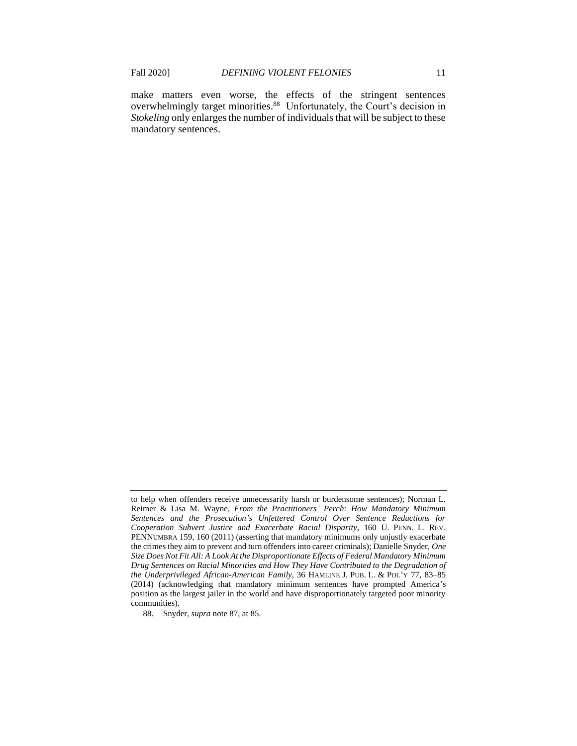make matters even worse, the effects of the stringent sentences overwhelmingly target minorities.[88] Unfortunately, the Court's decision in *Stokeling* only enlarges the number of individuals that will be subject to these mandatory sentences.

---

to help when offenders receive unnecessarily harsh or burdensome sentences); Norman L. Reimer & Lisa M. Wayne, *From the Practitioners' Perch: How Mandatory Minimum Sentences and the Prosecution's Unfettered Control Over Sentence Reductions for Cooperation Subvert Justice and Exacerbate Racial Disparity*, 160 U. PENN. L. REV. PENNUMBRA 159, 160 (2011) (asserting that mandatory minimums only unjustly exacerbate the crimes they aim to prevent and turn offenders into career criminals); Danielle Snyder, *One Size Does Not Fit All: A Look At the Disproportionate Effects of Federal Mandatory Minimum Drug Sentences on Racial Minorities and How They Have Contributed to the Degradation of the Underprivileged African-American Family*, 36 HAMLINE J. PUB. L. & POL'Y 77, 83–85 (2014) (acknowledging that mandatory minimum sentences have prompted America's position as the largest jailer in the world and have disproportionately targeted poor minority communities).

88. Snyder, *supra* note 87, at 85.